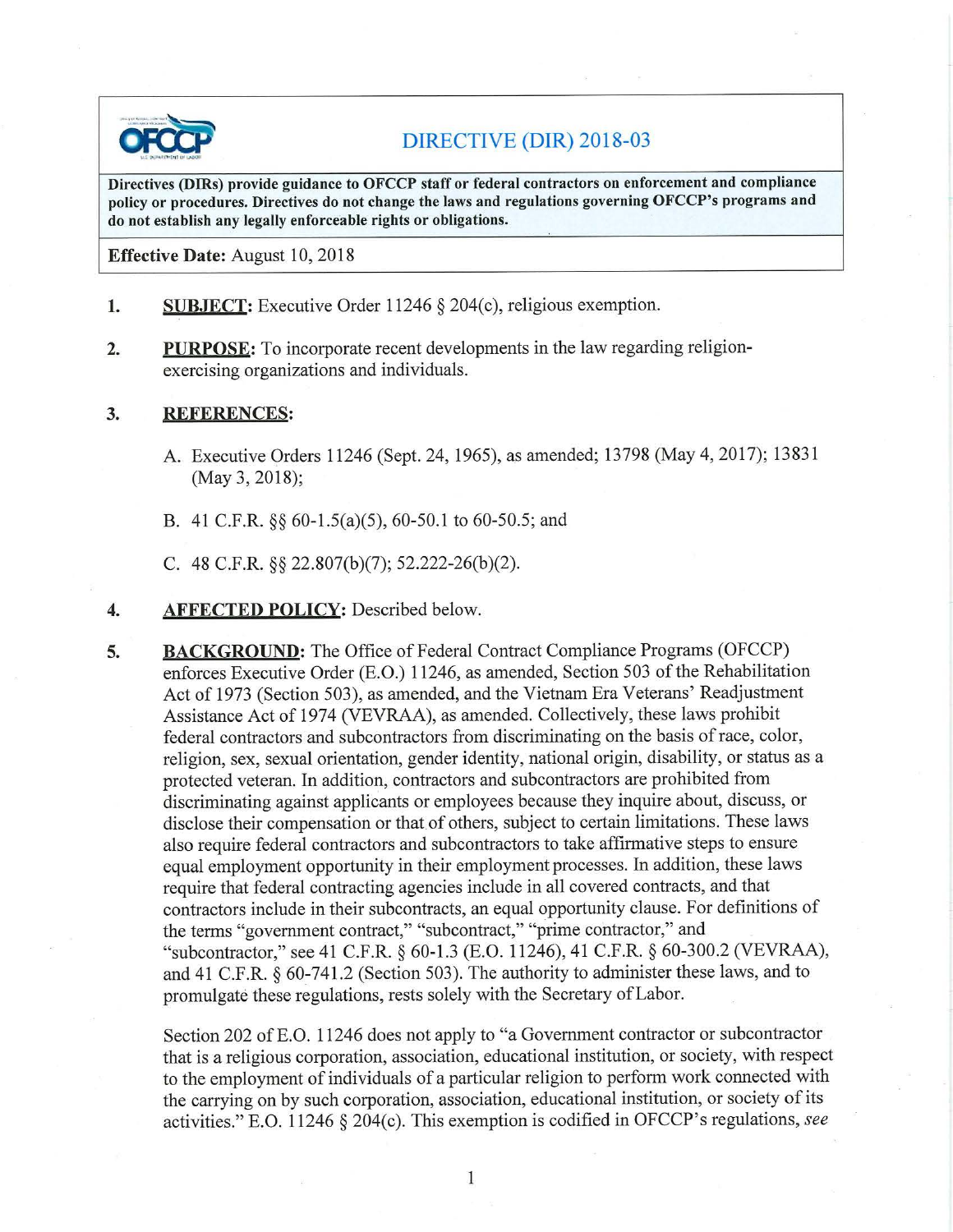# DIRECTIVE (DIR) 2018-03

**Directives (DIRs) provide guidance to OFCCP staff or federal contractors on enforcement and compliance policy or procedures. Directives do not change the laws and regulations governing OFCCP's programs and do not establish any legally enforceable rights or obligations.**

**Effective Date:** August 10, 2018

1. **SUBJECT:** Executive Order 11246 § 204(c), religious exemption.

2. **PURPOSE:** To incorporate recent developments in the law regarding religion-exercising organizations and individuals.

3. **REFERENCES:**

   A. Executive Orders 11246 (Sept. 24, 1965), as amended; 13798 (May 4, 2017); 13831 (May 3, 2018);

   B. 41 C.F.R. §§ 60-1.5(a)(5), 60-50.1 to 60-50.5; and

   C. 48 C.F.R. §§ 22.807(b)(7); 52.222-26(b)(2).

4. **AFFECTED POLICY:** Described below.

5. **BACKGROUND:** The Office of Federal Contract Compliance Programs (OFCCP) enforces Executive Order (E.O.) 11246, as amended, Section 503 of the Rehabilitation Act of 1973 (Section 503), as amended, and the Vietnam Era Veterans' Readjustment Assistance Act of 1974 (VEVRAA), as amended. Collectively, these laws prohibit federal contractors and subcontractors from discriminating on the basis of race, color, religion, sex, sexual orientation, gender identity, national origin, disability, or status as a protected veteran. In addition, contractors and subcontractors are prohibited from discriminating against applicants or employees because they inquire about, discuss, or disclose their compensation or that of others, subject to certain limitations. These laws also require federal contractors and subcontractors to take affirmative steps to ensure equal employment opportunity in their employment processes. In addition, these laws require that federal contracting agencies include in all covered contracts, and that contractors include in their subcontracts, an equal opportunity clause. For definitions of the terms "government contract," "subcontract," "prime contractor," and "subcontractor," see 41 C.F.R. § 60-1.3 (E.O. 11246), 41 C.F.R. § 60-300.2 (VEVRAA), and 41 C.F.R. § 60-741.2 (Section 503). The authority to administer these laws, and to promulgate these regulations, rests solely with the Secretary of Labor.

   Section 202 of E.O. 11246 does not apply to "a Government contractor or subcontractor that is a religious corporation, association, educational institution, or society, with respect to the employment of individuals of a particular religion to perform work connected with the carrying on by such corporation, association, educational institution, or society of its activities." E.O. 11246 § 204(c). This exemption is codified in OFCCP's regulations, *see*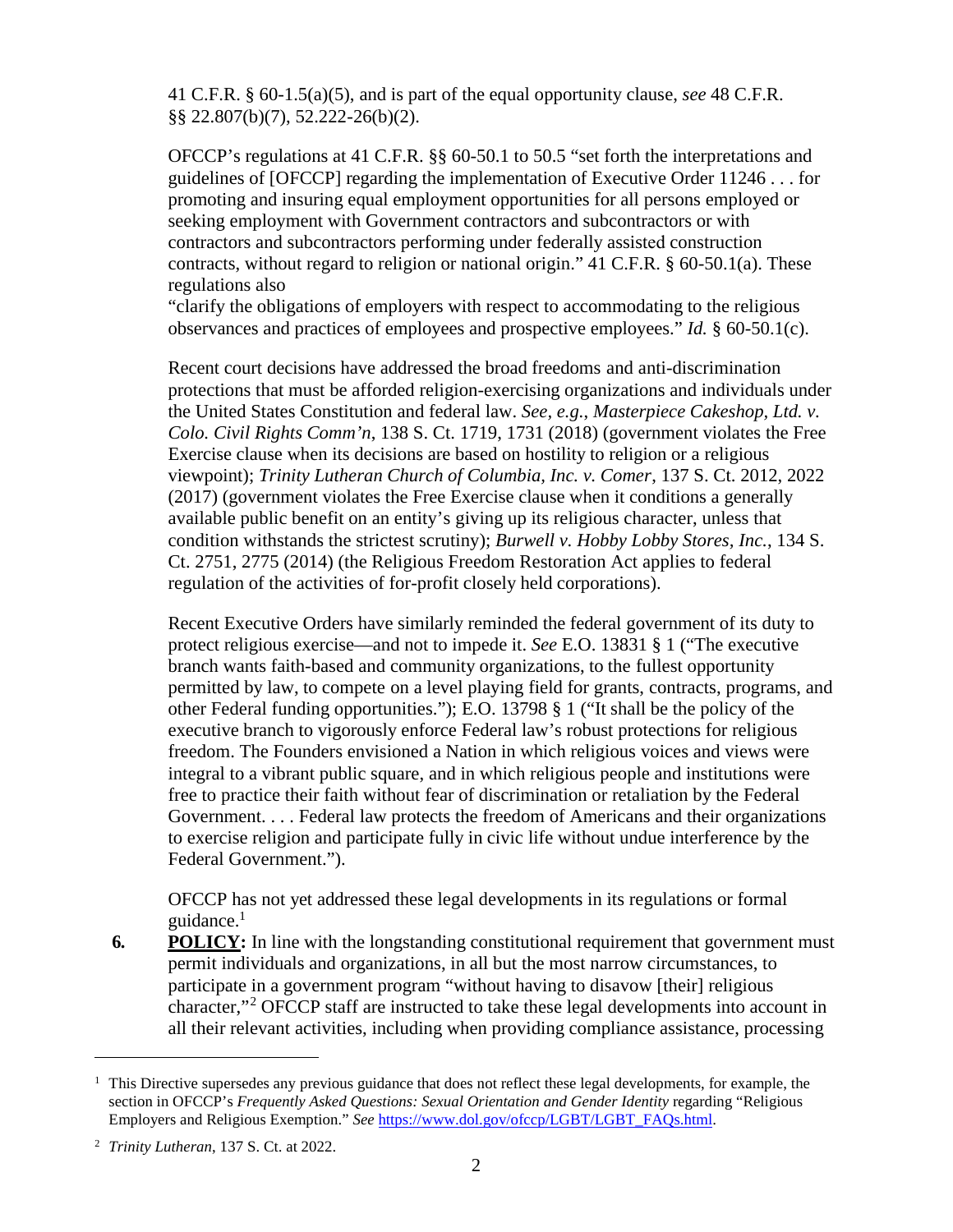41 C.F.R. § 60-1.5(a)(5), and is part of the equal opportunity clause, *see* 48 C.F.R. §§ 22.807(b)(7), 52.222-26(b)(2).

OFCCP's regulations at 41 C.F.R. §§ 60-50.1 to 50.5 "set forth the interpretations and guidelines of [OFCCP] regarding the implementation of Executive Order 11246 . . . for promoting and insuring equal employment opportunities for all persons employed or seeking employment with Government contractors and subcontractors or with contractors and subcontractors performing under federally assisted construction contracts, without regard to religion or national origin." 41 C.F.R. § 60-50.1(a). These regulations also "clarify the obligations of employers with respect to accommodating to the religious observances and practices of employees and prospective employees." *Id.* § 60-50.1(c).

Recent court decisions have addressed the broad freedoms and anti-discrimination protections that must be afforded religion-exercising organizations and individuals under the United States Constitution and federal law. *See, e.g.*, *Masterpiece Cakeshop, Ltd. v. Colo. Civil Rights Comm'n*, 138 S. Ct. 1719, 1731 (2018) (government violates the Free Exercise clause when its decisions are based on hostility to religion or a religious viewpoint); *Trinity Lutheran Church of Columbia, Inc. v. Comer*, 137 S. Ct. 2012, 2022 (2017) (government violates the Free Exercise clause when it conditions a generally available public benefit on an entity's giving up its religious character, unless that condition withstands the strictest scrutiny); *Burwell v. Hobby Lobby Stores, Inc.*, 134 S. Ct. 2751, 2775 (2014) (the Religious Freedom Restoration Act applies to federal regulation of the activities of for-profit closely held corporations).

Recent Executive Orders have similarly reminded the federal government of its duty to protect religious exercise—and not to impede it. *See* E.O. 13831 § 1 ("The executive branch wants faith-based and community organizations, to the fullest opportunity permitted by law, to compete on a level playing field for grants, contracts, programs, and other Federal funding opportunities."); E.O. 13798 § 1 ("It shall be the policy of the executive branch to vigorously enforce Federal law's robust protections for religious freedom. The Founders envisioned a Nation in which religious voices and views were integral to a vibrant public square, and in which religious people and institutions were free to practice their faith without fear of discrimination or retaliation by the Federal Government. . . . Federal law protects the freedom of Americans and their organizations to exercise religion and participate fully in civic life without undue interference by the Federal Government.").

OFCCP has not yet addressed these legal developments in its regulations or formal guidance.[1]

**6. POLICY:** In line with the longstanding constitutional requirement that government must permit individuals and organizations, in all but the most narrow circumstances, to participate in a government program "without having to disavow [their] religious character,"[2] OFCCP staff are instructed to take these legal developments into account in all their relevant activities, including when providing compliance assistance, processing

---

[1] This Directive supersedes any previous guidance that does not reflect these legal developments, for example, the section in OFCCP's *Frequently Asked Questions: Sexual Orientation and Gender Identity* regarding "Religious Employers and Religious Exemption." *See* https://www.dol.gov/ofccp/LGBT/LGBT_FAQs.html.

[2] *Trinity Lutheran*, 137 S. Ct. at 2022.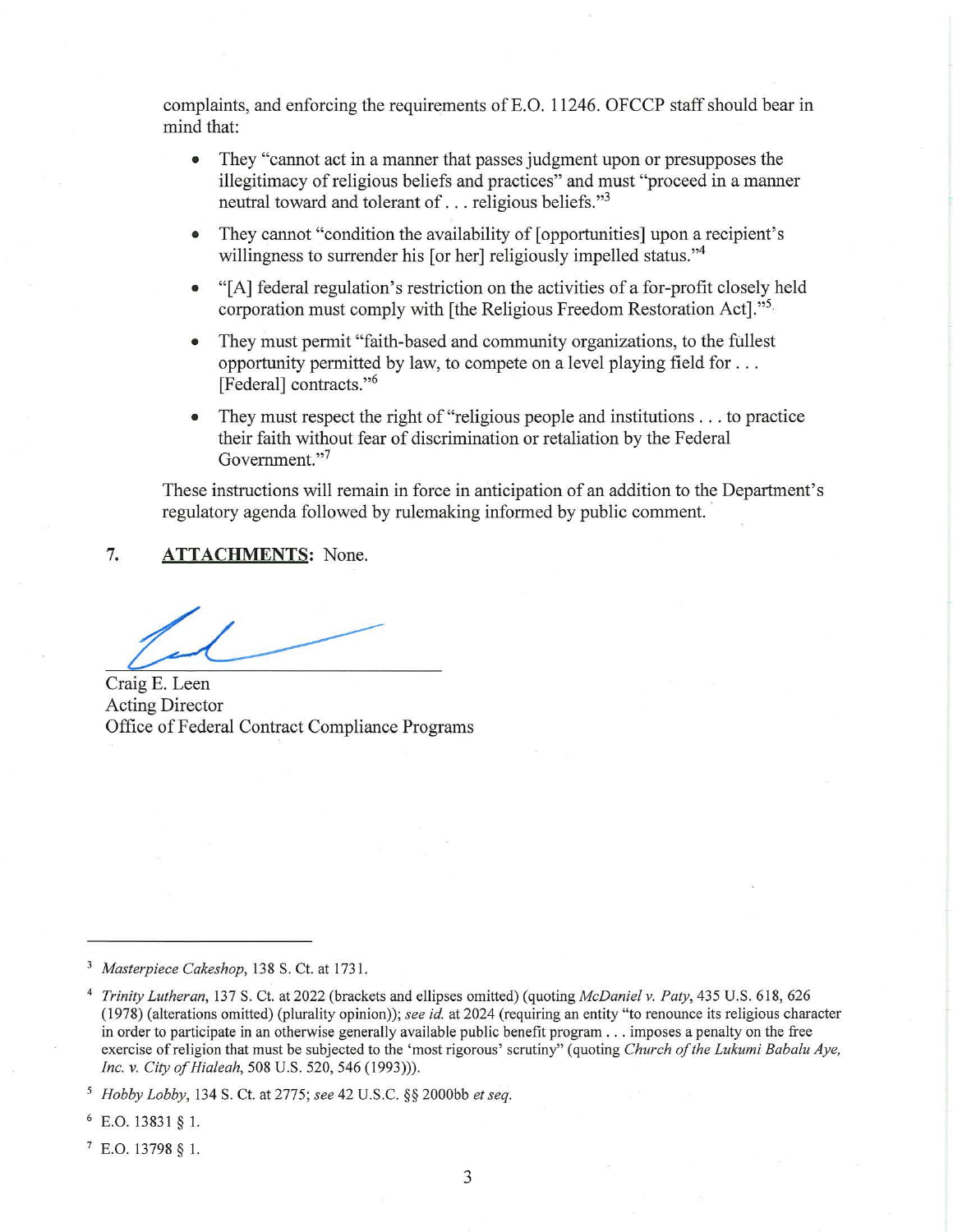complaints, and enforcing the requirements of E.O. 11246. OFCCP staff should bear in mind that:

- They "cannot act in a manner that passes judgment upon or presupposes the illegitimacy of religious beliefs and practices" and must "proceed in a manner neutral toward and tolerant of . . . religious beliefs."[3]
- They cannot "condition the availability of [opportunities] upon a recipient's willingness to surrender his [or her] religiously impelled status."[4]
- "[A] federal regulation's restriction on the activities of a for-profit closely held corporation must comply with [the Religious Freedom Restoration Act]."[5]
- They must permit "faith-based and community organizations, to the fullest opportunity permitted by law, to compete on a level playing field for . . . [Federal] contracts."[6]
- They must respect the right of "religious people and institutions . . . to practice their faith without fear of discrimination or retaliation by the Federal Government."[7]

These instructions will remain in force in anticipation of an addition to the Department's regulatory agenda followed by rulemaking informed by public comment.

7. **ATTACHMENTS:** None.

Craig E. Leen
Acting Director
Office of Federal Contract Compliance Programs

---

[3] *Masterpiece Cakeshop*, 138 S. Ct. at 1731.

[4] *Trinity Lutheran*, 137 S. Ct. at 2022 (brackets and ellipses omitted) (quoting *McDaniel v. Paty*, 435 U.S. 618, 626 (1978) (alterations omitted) (plurality opinion)); *see id.* at 2024 (requiring an entity "to renounce its religious character in order to participate in an otherwise generally available public benefit program . . . imposes a penalty on the free exercise of religion that must be subjected to the 'most rigorous' scrutiny" (quoting *Church of the Lukumi Babalu Aye, Inc. v. City of Hialeah*, 508 U.S. 520, 546 (1993))).

[5] *Hobby Lobby*, 134 S. Ct. at 2775; *see* 42 U.S.C. §§ 2000bb *et seq.*

[6] E.O. 13831 § 1.

[7] E.O. 13798 § 1.